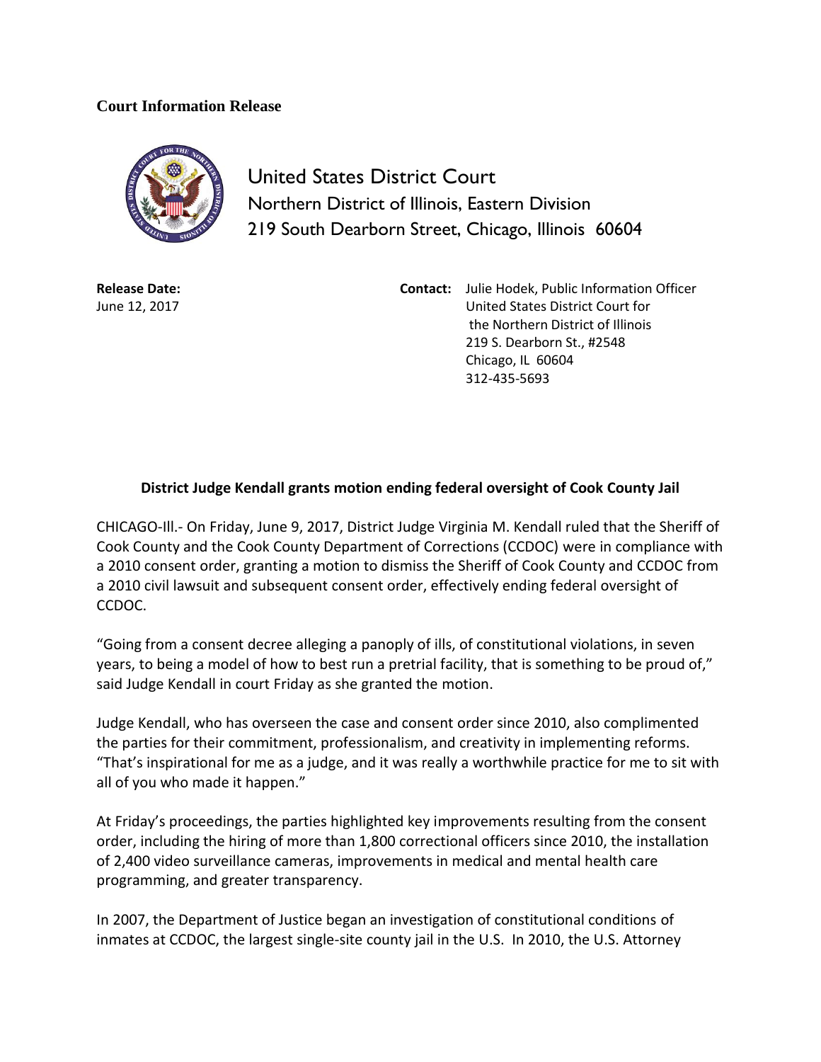**Court Information Release**

United States District Court
Northern District of Illinois, Eastern Division
219 South Dearborn Street, Chicago, Illinois 60604

**Release Date:**
June 12, 2017

**Contact:** Julie Hodek, Public Information Officer
United States District Court for
the Northern District of Illinois
219 S. Dearborn St., #2548
Chicago, IL 60604
312-435-5693

**District Judge Kendall grants motion ending federal oversight of Cook County Jail**

CHICAGO-Ill.- On Friday, June 9, 2017, District Judge Virginia M. Kendall ruled that the Sheriff of Cook County and the Cook County Department of Corrections (CCDOC) were in compliance with a 2010 consent order, granting a motion to dismiss the Sheriff of Cook County and CCDOC from a 2010 civil lawsuit and subsequent consent order, effectively ending federal oversight of CCDOC.

"Going from a consent decree alleging a panoply of ills, of constitutional violations, in seven years, to being a model of how to best run a pretrial facility, that is something to be proud of," said Judge Kendall in court Friday as she granted the motion.

Judge Kendall, who has overseen the case and consent order since 2010, also complimented the parties for their commitment, professionalism, and creativity in implementing reforms. "That's inspirational for me as a judge, and it was really a worthwhile practice for me to sit with all of you who made it happen."

At Friday's proceedings, the parties highlighted key improvements resulting from the consent order, including the hiring of more than 1,800 correctional officers since 2010, the installation of 2,400 video surveillance cameras, improvements in medical and mental health care programming, and greater transparency.

In 2007, the Department of Justice began an investigation of constitutional conditions of inmates at CCDOC, the largest single-site county jail in the U.S. In 2010, the U.S. Attorney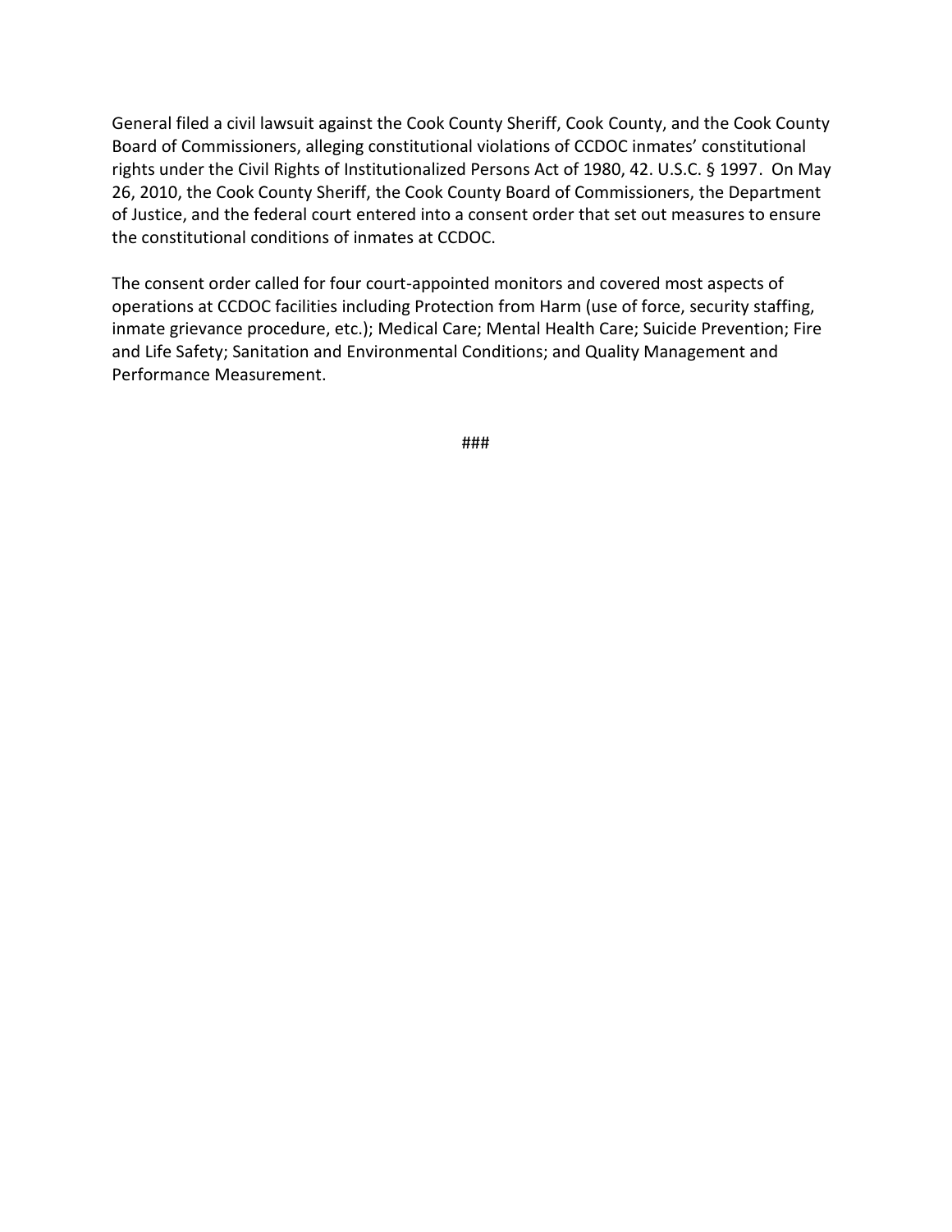General filed a civil lawsuit against the Cook County Sheriff, Cook County, and the Cook County Board of Commissioners, alleging constitutional violations of CCDOC inmates' constitutional rights under the Civil Rights of Institutionalized Persons Act of 1980, 42. U.S.C. § 1997. On May 26, 2010, the Cook County Sheriff, the Cook County Board of Commissioners, the Department of Justice, and the federal court entered into a consent order that set out measures to ensure the constitutional conditions of inmates at CCDOC.

The consent order called for four court-appointed monitors and covered most aspects of operations at CCDOC facilities including Protection from Harm (use of force, security staffing, inmate grievance procedure, etc.); Medical Care; Mental Health Care; Suicide Prevention; Fire and Life Safety; Sanitation and Environmental Conditions; and Quality Management and Performance Measurement.

###